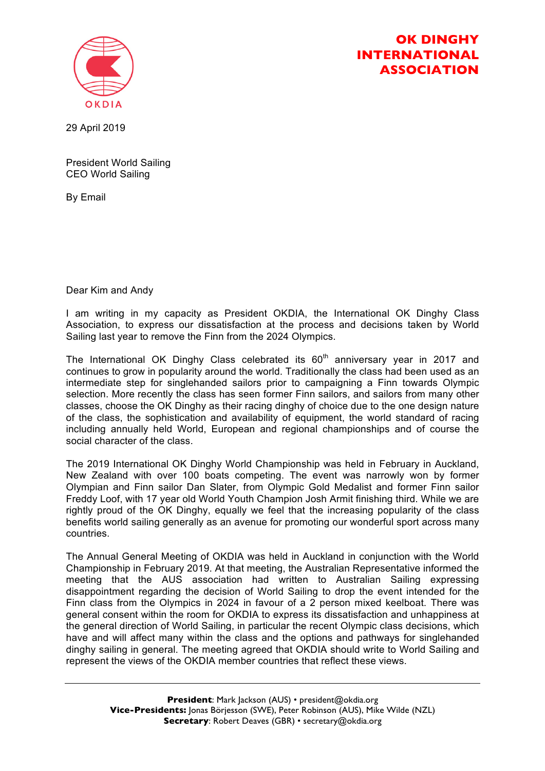OKDIA

# OK DINGHY INTERNATIONAL ASSOCIATION

29 April 2019

President World Sailing
CEO World Sailing

By Email

Dear Kim and Andy

I am writing in my capacity as President OKDIA, the International OK Dinghy Class Association, to express our dissatisfaction at the process and decisions taken by World Sailing last year to remove the Finn from the 2024 Olympics.

The International OK Dinghy Class celebrated its 60th anniversary year in 2017 and continues to grow in popularity around the world. Traditionally the class had been used as an intermediate step for singlehanded sailors prior to campaigning a Finn towards Olympic selection. More recently the class has seen former Finn sailors, and sailors from many other classes, choose the OK Dinghy as their racing dinghy of choice due to the one design nature of the class, the sophistication and availability of equipment, the world standard of racing including annually held World, European and regional championships and of course the social character of the class.

The 2019 International OK Dinghy World Championship was held in February in Auckland, New Zealand with over 100 boats competing. The event was narrowly won by former Olympian and Finn sailor Dan Slater, from Olympic Gold Medalist and former Finn sailor Freddy Loof, with 17 year old World Youth Champion Josh Armit finishing third. While we are rightly proud of the OK Dinghy, equally we feel that the increasing popularity of the class benefits world sailing generally as an avenue for promoting our wonderful sport across many countries.

The Annual General Meeting of OKDIA was held in Auckland in conjunction with the World Championship in February 2019. At that meeting, the Australian Representative informed the meeting that the AUS association had written to Australian Sailing expressing disappointment regarding the decision of World Sailing to drop the event intended for the Finn class from the Olympics in 2024 in favour of a 2 person mixed keelboat. There was general consent within the room for OKDIA to express its dissatisfaction and unhappiness at the general direction of World Sailing, in particular the recent Olympic class decisions, which have and will affect many within the class and the options and pathways for singlehanded dinghy sailing in general. The meeting agreed that OKDIA should write to World Sailing and represent the views of the OKDIA member countries that reflect these views.

---

**President**: Mark Jackson (AUS) • president@okdia.org
**Vice-Presidents:** Jonas Börjesson (SWE), Peter Robinson (AUS), Mike Wilde (NZL)
**Secretary**: Robert Deaves (GBR) • secretary@okdia.org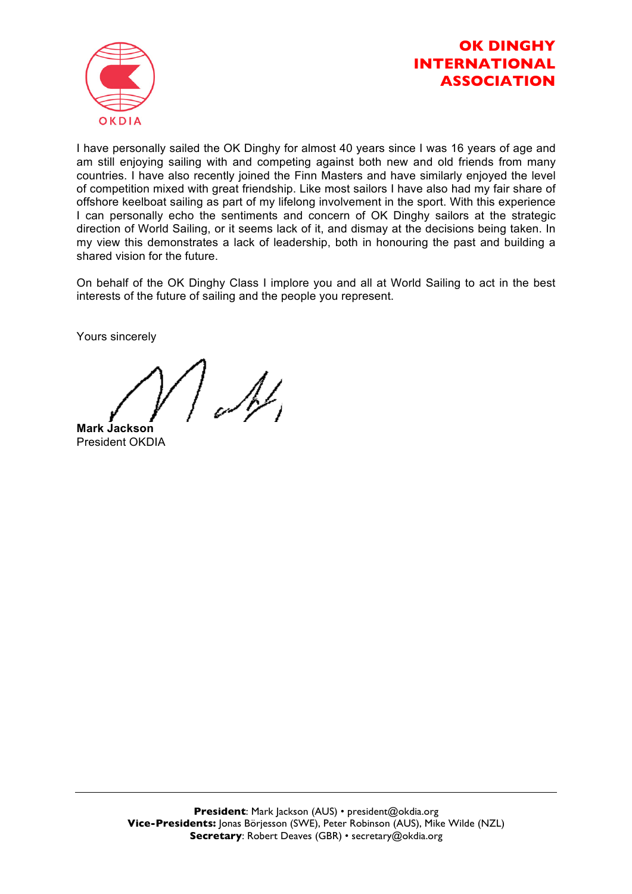**OK DINGHY INTERNATIONAL ASSOCIATION**

I have personally sailed the OK Dinghy for almost 40 years since I was 16 years of age and am still enjoying sailing with and competing against both new and old friends from many countries. I have also recently joined the Finn Masters and have similarly enjoyed the level of competition mixed with great friendship. Like most sailors I have also had my fair share of offshore keelboat sailing as part of my lifelong involvement in the sport. With this experience I can personally echo the sentiments and concern of OK Dinghy sailors at the strategic direction of World Sailing, or it seems lack of it, and dismay at the decisions being taken. In my view this demonstrates a lack of leadership, both in honouring the past and building a shared vision for the future.

On behalf of the OK Dinghy Class I implore you and all at World Sailing to act in the best interests of the future of sailing and the people you represent.

Yours sincerely

**Mark Jackson**
President OKDIA

---

**President**: Mark Jackson (AUS) • president@okdia.org
**Vice-Presidents:** Jonas Börjesson (SWE), Peter Robinson (AUS), Mike Wilde (NZL)
**Secretary**: Robert Deaves (GBR) • secretary@okdia.org